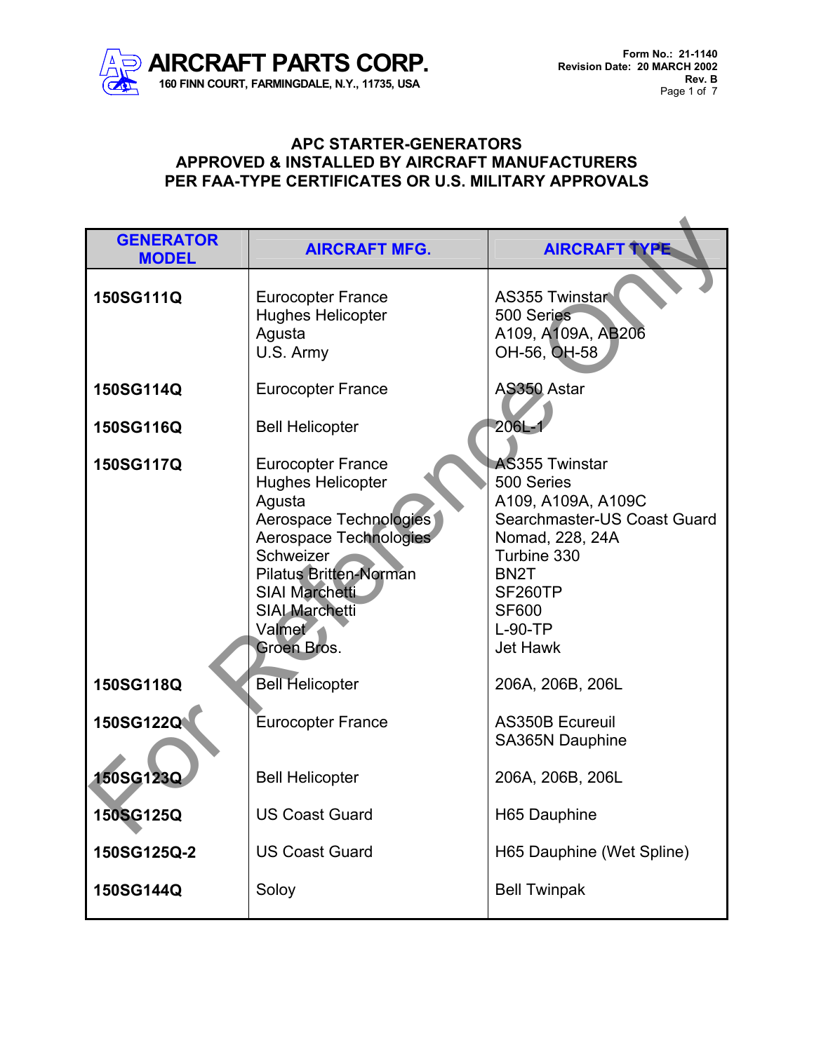# AIRCRAFT PARTS CORP.

160 FINN COURT, FARMINGDALE, N.Y., 11735, USA

Form No.: 21-1140
Revision Date: 20 MARCH 2002
Rev. B

## APC STARTER-GENERATORS
## APPROVED & INSTALLED BY AIRCRAFT MANUFACTURERS
## PER FAA-TYPE CERTIFICATES OR U.S. MILITARY APPROVALS

| GENERATOR MODEL | AIRCRAFT MFG. | AIRCRAFT TYPE |
|---|---|---|
| **150SG111Q** | Eurocopter France<br>Hughes Helicopter<br>Agusta<br>U.S. Army | AS355 Twinstar<br>500 Series<br>A109, A109A, AB206<br>OH-56, OH-58 |
| **150SG114Q** | Eurocopter France | AS350 Astar |
| **150SG116Q** | Bell Helicopter | 206L-1 |
| **150SG117Q** | Eurocopter France<br>Hughes Helicopter<br>Agusta<br>Aerospace Technologies<br>Aerospace Technologies<br>Schweizer<br>Pilatus Britten-Norman<br>SIAI Marchetti<br>SIAI Marchetti<br>Valmet<br>Groen Bros. | AS355 Twinstar<br>500 Series<br>A109, A109A, A109C<br>Searchmaster-US Coast Guard<br>Nomad, 228, 24A<br>Turbine 330<br>BN2T<br>SF260TP<br>SF600<br>L-90-TP<br>Jet Hawk |
| **150SG118Q** | Bell Helicopter | 206A, 206B, 206L |
| **150SG122Q** | Eurocopter France | AS350B Ecureuil<br>SA365N Dauphine |
| **150SG123Q** | Bell Helicopter | 206A, 206B, 206L |
| **150SG125Q** | US Coast Guard | H65 Dauphine |
| **150SG125Q-2** | US Coast Guard | H65 Dauphine (Wet Spline) |
| **150SG144Q** | Soloy | Bell Twinpak |

For Reference Only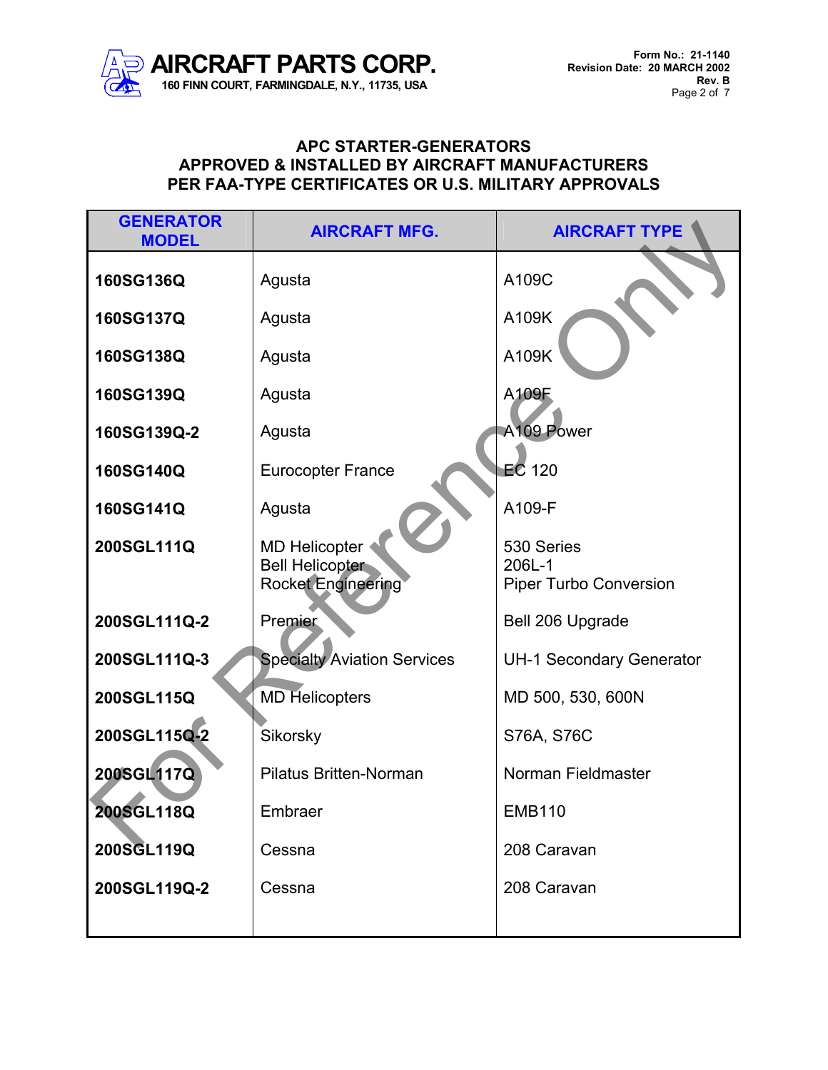# APC STARTER-GENERATORS
## APPROVED & INSTALLED BY AIRCRAFT MANUFACTURERS
## PER FAA-TYPE CERTIFICATES OR U.S. MILITARY APPROVALS

| GENERATOR MODEL | AIRCRAFT MFG. | AIRCRAFT TYPE |
|---|---|---|
| **160SG136Q** | Agusta | A109C |
| **160SG137Q** | Agusta | A109K |
| **160SG138Q** | Agusta | A109K |
| **160SG139Q** | Agusta | A109F |
| **160SG139Q-2** | Agusta | A109 Power |
| **160SG140Q** | Eurocopter France | EC 120 |
| **160SG141Q** | Agusta | A109-F |
| **200SGL111Q** | MD Helicopter<br>Bell Helicopter<br>Rocket Engineering | 530 Series<br>206L-1<br>Piper Turbo Conversion |
| **200SGL111Q-2** | Premier | Bell 206 Upgrade |
| **200SGL111Q-3** | Specialty Aviation Services | UH-1 Secondary Generator |
| **200SGL115Q** | MD Helicopters | MD 500, 530, 600N |
| **200SGL115Q-2** | Sikorsky | S76A, S76C |
| **200SGL117Q** | Pilatus Britten-Norman | Norman Fieldmaster |
| **200SGL118Q** | Embraer | EMB110 |
| **200SGL119Q** | Cessna | 208 Caravan |
| **200SGL119Q-2** | Cessna | 208 Caravan |

For Reference Only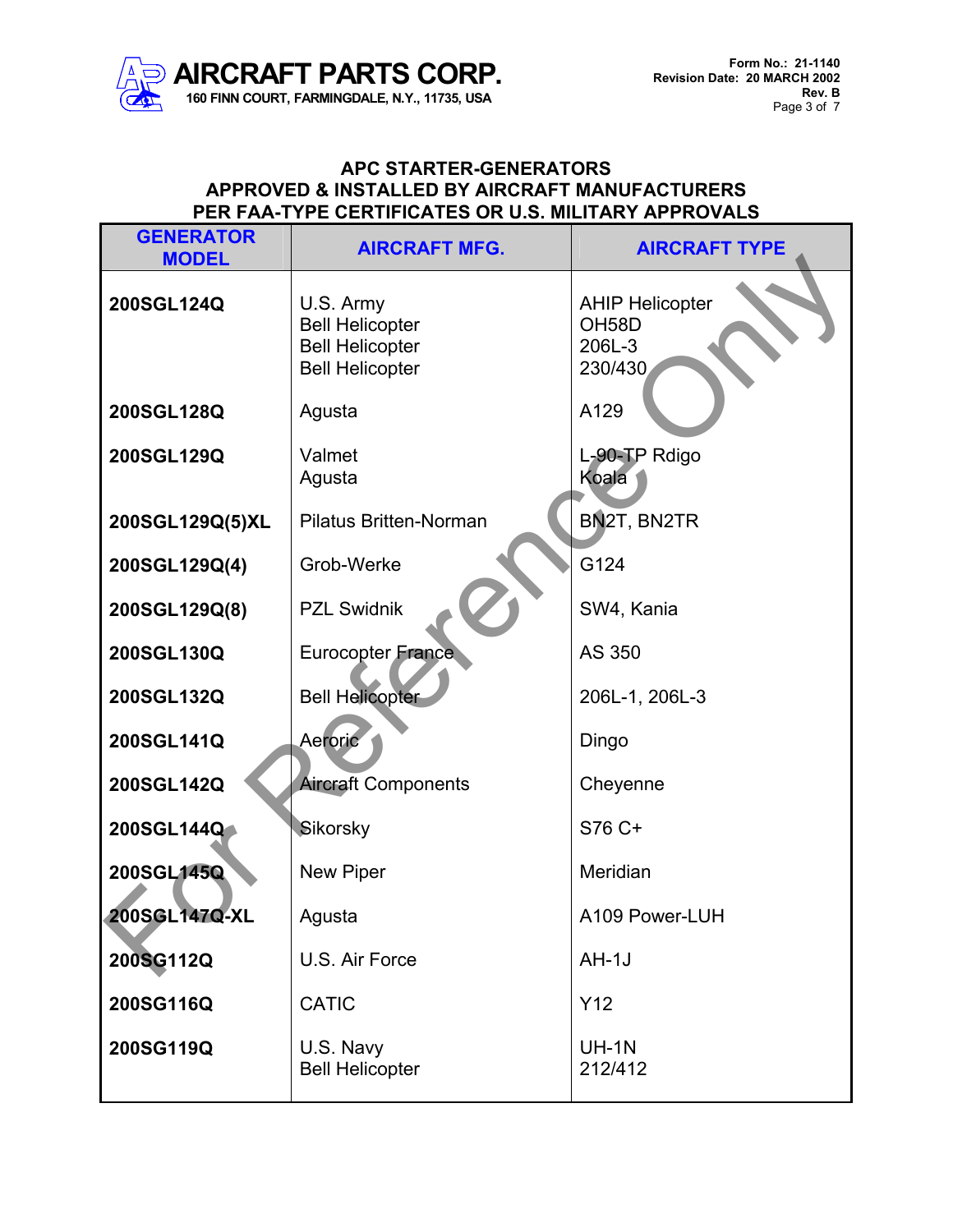## APC STARTER-GENERATORS
## APPROVED & INSTALLED BY AIRCRAFT MANUFACTURERS
## PER FAA-TYPE CERTIFICATES OR U.S. MILITARY APPROVALS

| GENERATOR MODEL | AIRCRAFT MFG. | AIRCRAFT TYPE |
|---|---|---|
| **200SGL124Q** | U.S. Army<br>Bell Helicopter<br>Bell Helicopter<br>Bell Helicopter | AHIP Helicopter<br>OH58D<br>206L-3<br>230/430 |
| **200SGL128Q** | Agusta | A129 |
| **200SGL129Q** | Valmet<br>Agusta | L-90-TP Rdigo<br>Koala |
| **200SGL129Q(5)XL** | Pilatus Britten-Norman | BN2T, BN2TR |
| **200SGL129Q(4)** | Grob-Werke | G124 |
| **200SGL129Q(8)** | PZL Swidnik | SW4, Kania |
| **200SGL130Q** | Eurocopter France | AS 350 |
| **200SGL132Q** | Bell Helicopter | 206L-1, 206L-3 |
| **200SGL141Q** | Aeroric | Dingo |
| **200SGL142Q** | Aircraft Components | Cheyenne |
| **200SGL144Q** | Sikorsky | S76 C+ |
| **200SGL145Q** | New Piper | Meridian |
| **200SGL147Q-XL** | Agusta | A109 Power-LUH |
| **200SG112Q** | U.S. Air Force | AH-1J |
| **200SG116Q** | CATIC | Y12 |
| **200SG119Q** | U.S. Navy<br>Bell Helicopter | UH-1N<br>212/412 |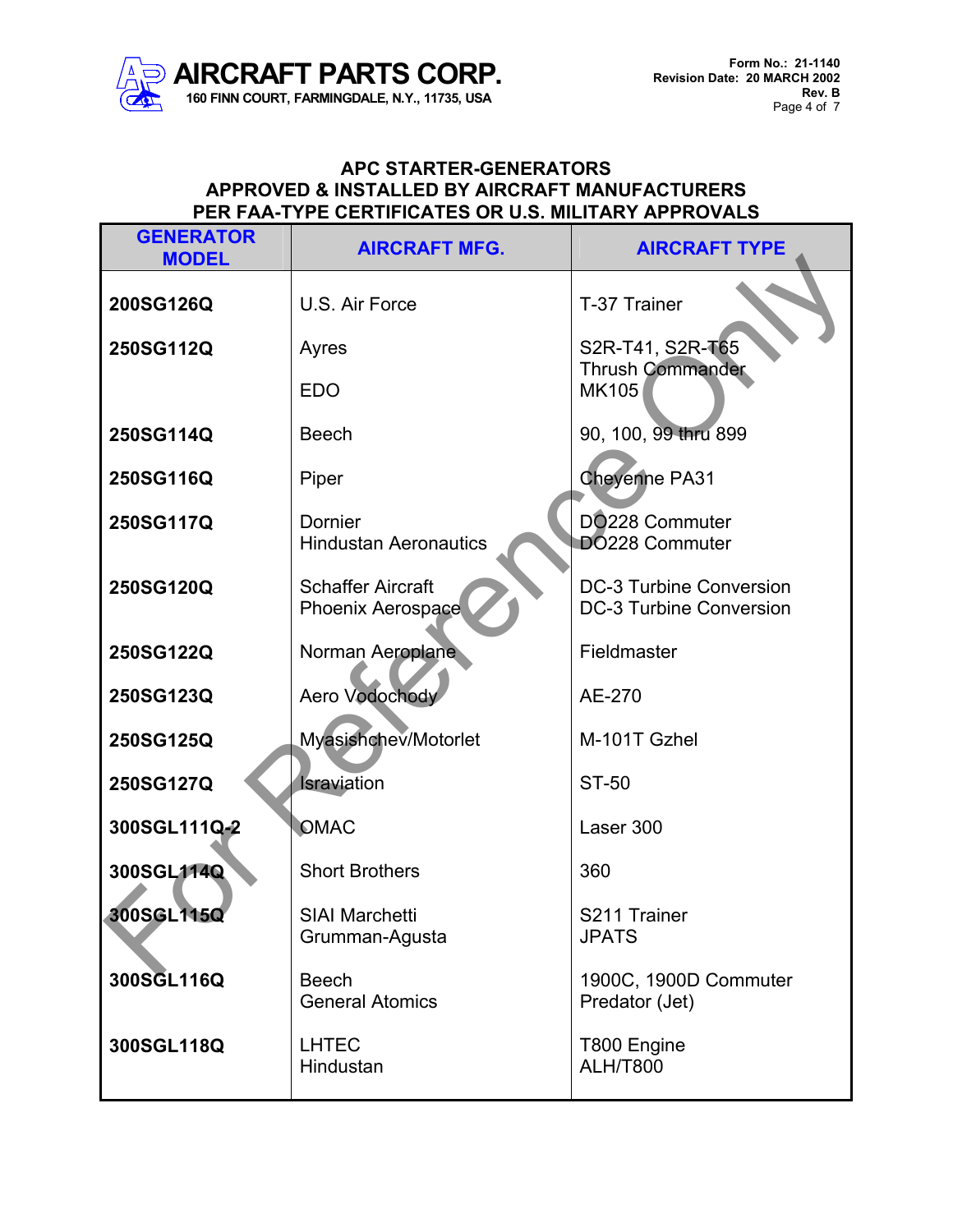## APC STARTER-GENERATORS
## APPROVED & INSTALLED BY AIRCRAFT MANUFACTURERS
## PER FAA-TYPE CERTIFICATES OR U.S. MILITARY APPROVALS

| GENERATOR MODEL | AIRCRAFT MFG. | AIRCRAFT TYPE |
|---|---|---|
| **200SG126Q** | U.S. Air Force | T-37 Trainer |
| **250SG112Q** | Ayres | S2R-T41, S2R-T65 Thrush Commander |
| | EDO | MK105 |
| **250SG114Q** | Beech | 90, 100, 99 thru 899 |
| **250SG116Q** | Piper | Cheyenne PA31 |
| **250SG117Q** | Dornier<br>Hindustan Aeronautics | DO228 Commuter<br>DO228 Commuter |
| **250SG120Q** | Schaffer Aircraft<br>Phoenix Aerospace | DC-3 Turbine Conversion<br>DC-3 Turbine Conversion |
| **250SG122Q** | Norman Aeroplane | Fieldmaster |
| **250SG123Q** | Aero Vodochody | AE-270 |
| **250SG125Q** | Myasishchev/Motorlet | M-101T Gzhel |
| **250SG127Q** | Israviation | ST-50 |
| **300SGL111Q-2** | OMAC | Laser 300 |
| **300SGL114Q** | Short Brothers | 360 |
| **300SGL115Q** | SIAI Marchetti<br>Grumman-Agusta | S211 Trainer<br>JPATS |
| **300SGL116Q** | Beech<br>General Atomics | 1900C, 1900D Commuter<br>Predator (Jet) |
| **300SGL118Q** | LHTEC<br>Hindustan | T800 Engine<br>ALH/T800 |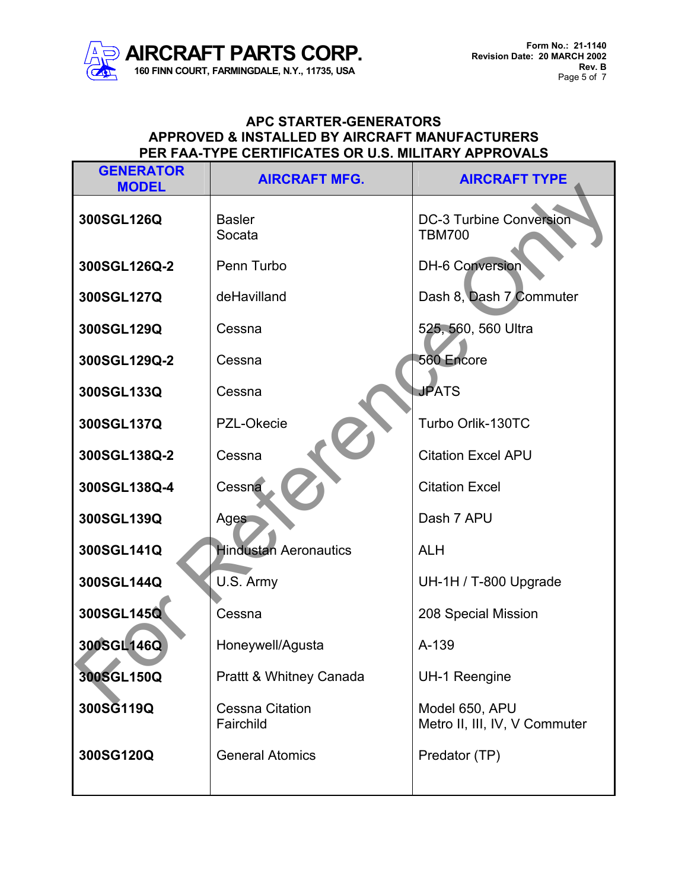## APC STARTER-GENERATORS
## APPROVED & INSTALLED BY AIRCRAFT MANUFACTURERS
## PER FAA-TYPE CERTIFICATES OR U.S. MILITARY APPROVALS

| GENERATOR MODEL | AIRCRAFT MFG. | AIRCRAFT TYPE |
|---|---|---|
| **300SGL126Q** | Basler<br>Socata | DC-3 Turbine Conversion<br>TBM700 |
| **300SGL126Q-2** | Penn Turbo | DH-6 Conversion |
| **300SGL127Q** | deHavilland | Dash 8, Dash 7 Commuter |
| **300SGL129Q** | Cessna | 525, 560, 560 Ultra |
| **300SGL129Q-2** | Cessna | 560 Encore |
| **300SGL133Q** | Cessna | JPATS |
| **300SGL137Q** | PZL-Okecie | Turbo Orlik-130TC |
| **300SGL138Q-2** | Cessna | Citation Excel APU |
| **300SGL138Q-4** | Cessna | Citation Excel |
| **300SGL139Q** | Ages | Dash 7 APU |
| **300SGL141Q** | Hindustan Aeronautics | ALH |
| **300SGL144Q** | U.S. Army | UH-1H / T-800 Upgrade |
| **300SGL145Q** | Cessna | 208 Special Mission |
| **300SGL146Q** | Honeywell/Agusta | A-139 |
| **300SGL150Q** | Pratt & Whitney Canada | UH-1 Reengine |
| **300SG119Q** | Cessna Citation<br>Fairchild | Model 650, APU<br>Metro II, III, IV, V Commuter |
| **300SG120Q** | General Atomics | Predator (TP) |

For Reference Only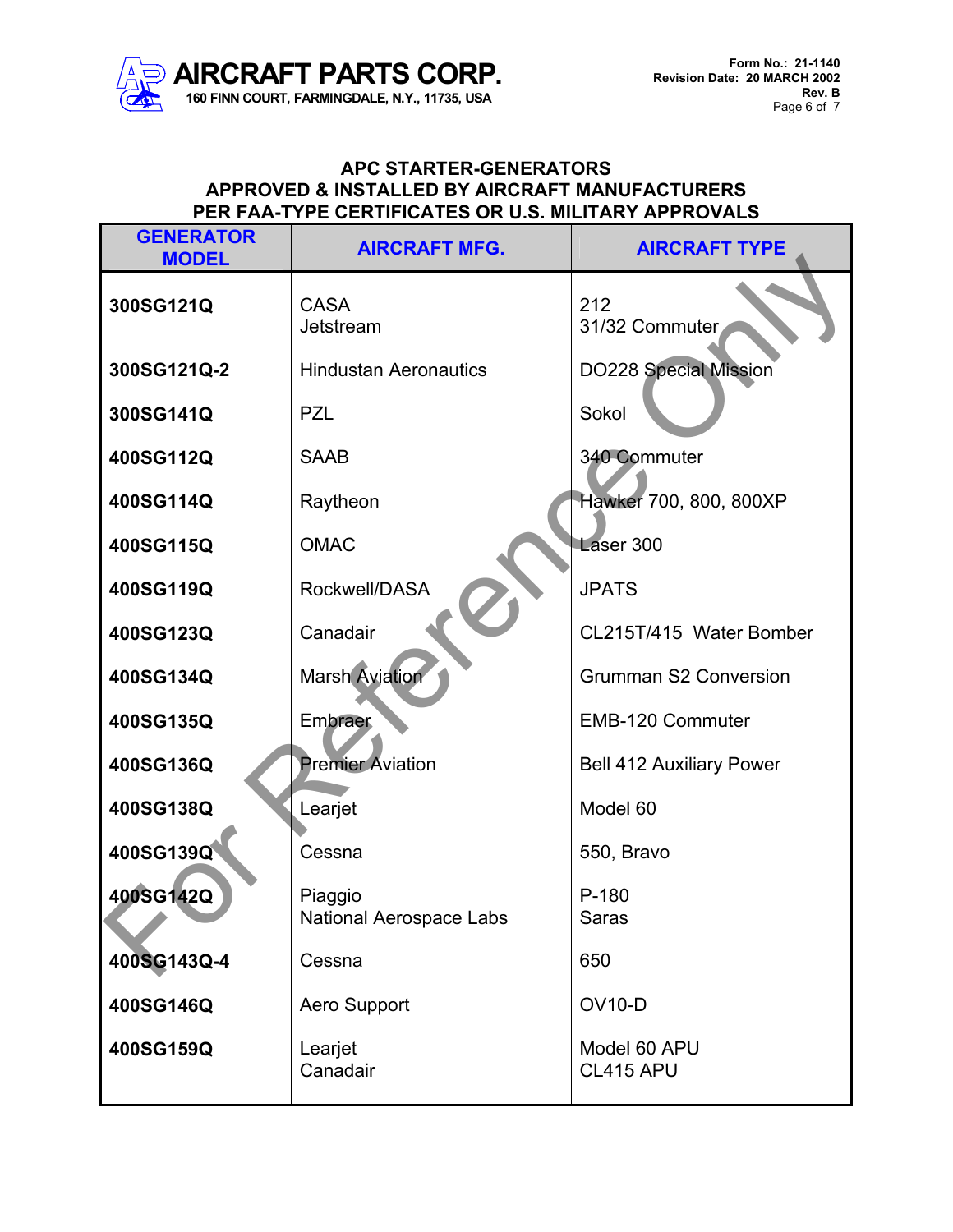## APC STARTER-GENERATORS
## APPROVED & INSTALLED BY AIRCRAFT MANUFACTURERS
## PER FAA-TYPE CERTIFICATES OR U.S. MILITARY APPROVALS

| GENERATOR MODEL | AIRCRAFT MFG. | AIRCRAFT TYPE |
|---|---|---|
| **300SG121Q** | CASA<br>Jetstream | 212<br>31/32 Commuter |
| **300SG121Q-2** | Hindustan Aeronautics | DO228 Special Mission |
| **300SG141Q** | PZL | Sokol |
| **400SG112Q** | SAAB | 340 Commuter |
| **400SG114Q** | Raytheon | Hawker 700, 800, 800XP |
| **400SG115Q** | OMAC | Laser 300 |
| **400SG119Q** | Rockwell/DASA | JPATS |
| **400SG123Q** | Canadair | CL215T/415 Water Bomber |
| **400SG134Q** | Marsh Aviation | Grumman S2 Conversion |
| **400SG135Q** | Embraer | EMB-120 Commuter |
| **400SG136Q** | Premier Aviation | Bell 412 Auxiliary Power |
| **400SG138Q** | Learjet | Model 60 |
| **400SG139Q** | Cessna | 550, Bravo |
| **400SG142Q** | Piaggio<br>National Aerospace Labs | P-180<br>Saras |
| **400SG143Q-4** | Cessna | 650 |
| **400SG146Q** | Aero Support | OV10-D |
| **400SG159Q** | Learjet<br>Canadair | Model 60 APU<br>CL415 APU |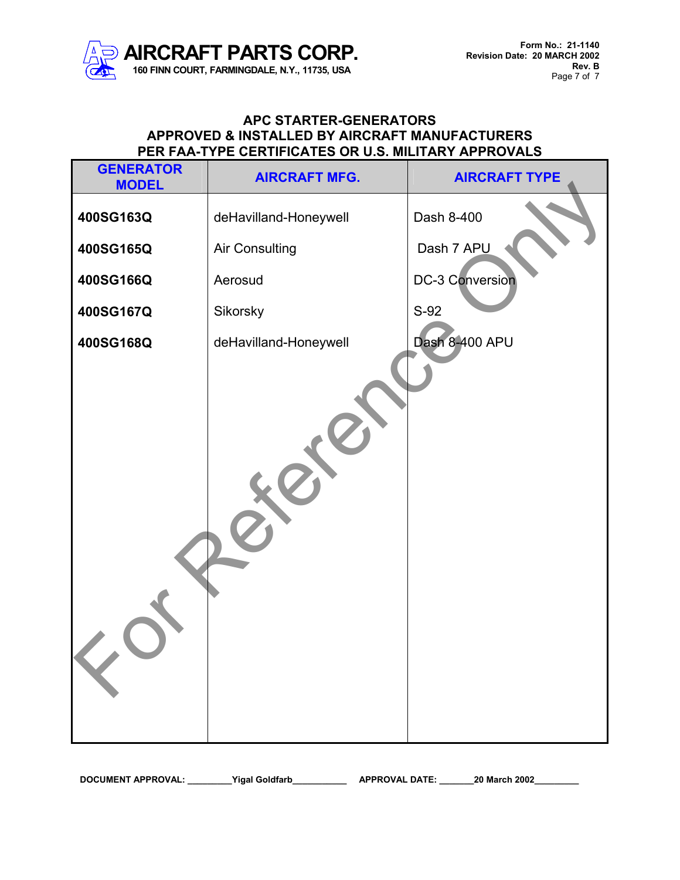## APC STARTER-GENERATORS
## APPROVED & INSTALLED BY AIRCRAFT MANUFACTURERS
## PER FAA-TYPE CERTIFICATES OR U.S. MILITARY APPROVALS

| GENERATOR MODEL | AIRCRAFT MFG. | AIRCRAFT TYPE |
| --- | --- | --- |
| **400SG163Q** | deHavilland-Honeywell | Dash 8-400 |
| **400SG165Q** | Air Consulting | Dash 7 APU |
| **400SG166Q** | Aerosud | DC-3 Conversion |
| **400SG167Q** | Sikorsky | S-92 |
| **400SG168Q** | deHavilland-Honeywell | Dash 8-400 APU |

For Reference Only

**DOCUMENT APPROVAL:** _________**Yigal Goldfarb**___________ **APPROVAL DATE:** _______**20 March 2002**_________